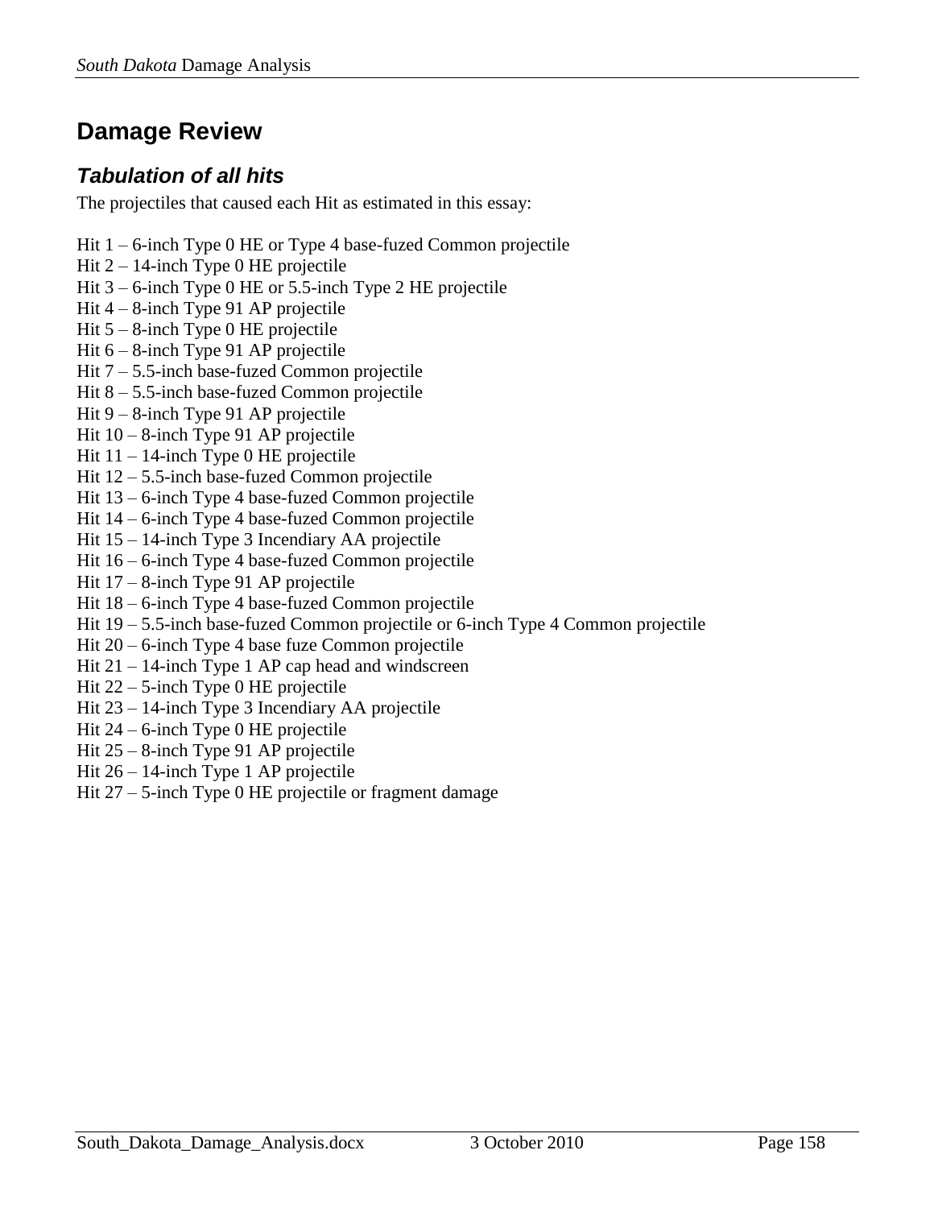## Damage Review

### *Tabulation of all hits*

The projectiles that caused each Hit as estimated in this essay:

Hit 1 – 6-inch Type 0 HE or Type 4 base-fuzed Common projectile
Hit 2 – 14-inch Type 0 HE projectile
Hit 3 – 6-inch Type 0 HE or 5.5-inch Type 2 HE projectile
Hit 4 – 8-inch Type 91 AP projectile
Hit 5 – 8-inch Type 0 HE projectile
Hit 6 – 8-inch Type 91 AP projectile
Hit 7 – 5.5-inch base-fuzed Common projectile
Hit 8 – 5.5-inch base-fuzed Common projectile
Hit 9 – 8-inch Type 91 AP projectile
Hit 10 – 8-inch Type 91 AP projectile
Hit 11 – 14-inch Type 0 HE projectile
Hit 12 – 5.5-inch base-fuzed Common projectile
Hit 13 – 6-inch Type 4 base-fuzed Common projectile
Hit 14 – 6-inch Type 4 base-fuzed Common projectile
Hit 15 – 14-inch Type 3 Incendiary AA projectile
Hit 16 – 6-inch Type 4 base-fuzed Common projectile
Hit 17 – 8-inch Type 91 AP projectile
Hit 18 – 6-inch Type 4 base-fuzed Common projectile
Hit 19 – 5.5-inch base-fuzed Common projectile or 6-inch Type 4 Common projectile
Hit 20 – 6-inch Type 4 base fuze Common projectile
Hit 21 – 14-inch Type 1 AP cap head and windscreen
Hit 22 – 5-inch Type 0 HE projectile
Hit 23 – 14-inch Type 3 Incendiary AA projectile
Hit 24 – 6-inch Type 0 HE projectile
Hit 25 – 8-inch Type 91 AP projectile
Hit 26 – 14-inch Type 1 AP projectile
Hit 27 – 5-inch Type 0 HE projectile or fragment damage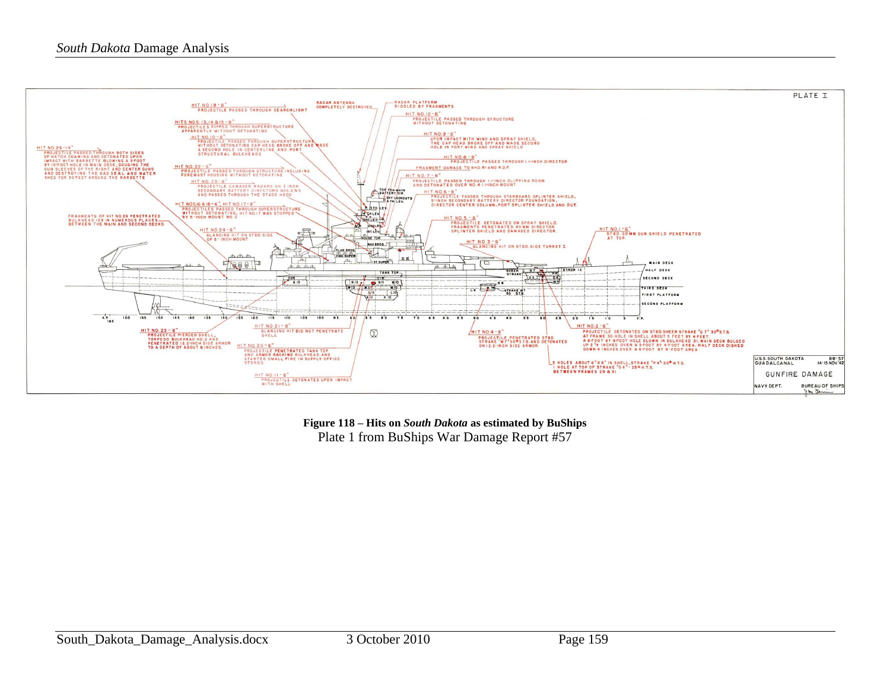**Figure 118 – Hits on *South Dakota* as estimated by BuShips**

Plate 1 from BuShips War Damage Report #57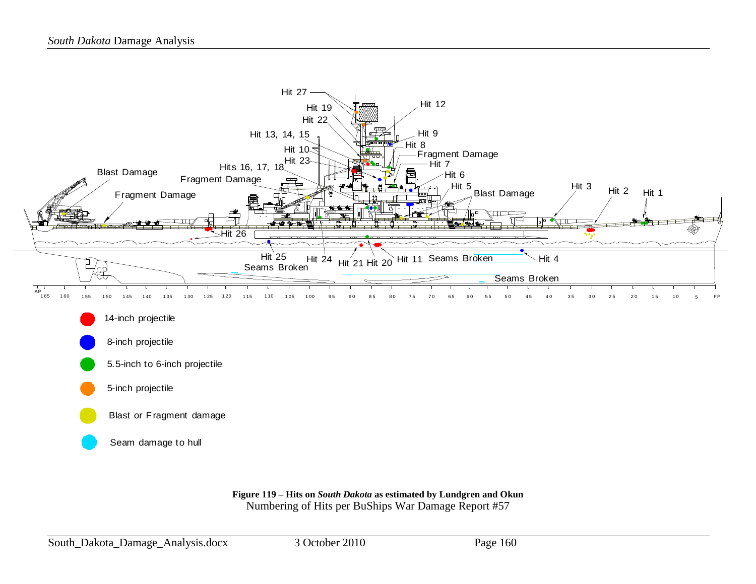- 14-inch projectile
- 8-inch projectile
- 5.5-inch to 6-inch projectile
- 5-inch projectile
- Blast or Fragment damage
- Seam damage to hull

**Figure 119 – Hits on *South Dakota* as estimated by Lundgren and Okun**
Numbering of Hits per BuShips War Damage Report #57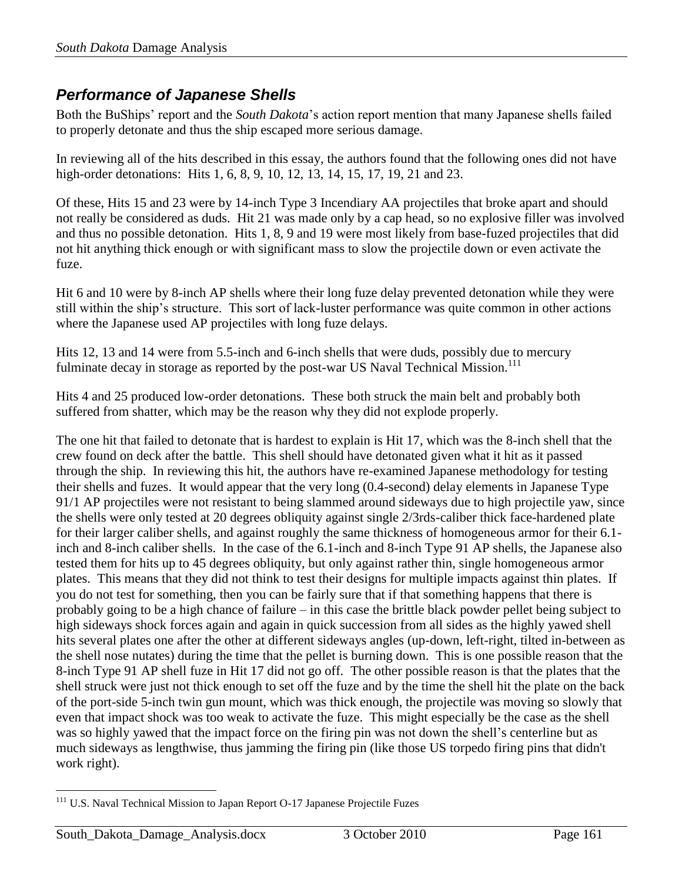## *Performance of Japanese Shells*

Both the BuShips' report and the *South Dakota*'s action report mention that many Japanese shells failed to properly detonate and thus the ship escaped more serious damage.

In reviewing all of the hits described in this essay, the authors found that the following ones did not have high-order detonations: Hits 1, 6, 8, 9, 10, 12, 13, 14, 15, 17, 19, 21 and 23.

Of these, Hits 15 and 23 were by 14-inch Type 3 Incendiary AA projectiles that broke apart and should not really be considered as duds. Hit 21 was made only by a cap head, so no explosive filler was involved and thus no possible detonation. Hits 1, 8, 9 and 19 were most likely from base-fuzed projectiles that did not hit anything thick enough or with significant mass to slow the projectile down or even activate the fuze.

Hit 6 and 10 were by 8-inch AP shells where their long fuze delay prevented detonation while they were still within the ship's structure. This sort of lack-luster performance was quite common in other actions where the Japanese used AP projectiles with long fuze delays.

Hits 12, 13 and 14 were from 5.5-inch and 6-inch shells that were duds, possibly due to mercury fulminate decay in storage as reported by the post-war US Naval Technical Mission.[111]

Hits 4 and 25 produced low-order detonations. These both struck the main belt and probably both suffered from shatter, which may be the reason why they did not explode properly.

The one hit that failed to detonate that is hardest to explain is Hit 17, which was the 8-inch shell that the crew found on deck after the battle. This shell should have detonated given what it hit as it passed through the ship. In reviewing this hit, the authors have re-examined Japanese methodology for testing their shells and fuzes. It would appear that the very long (0.4-second) delay elements in Japanese Type 91/1 AP projectiles were not resistant to being slammed around sideways due to high projectile yaw, since the shells were only tested at 20 degrees obliquity against single 2/3rds-caliber thick face-hardened plate for their larger caliber shells, and against roughly the same thickness of homogeneous armor for their 6.1-inch and 8-inch caliber shells. In the case of the 6.1-inch and 8-inch Type 91 AP shells, the Japanese also tested them for hits up to 45 degrees obliquity, but only against rather thin, single homogeneous armor plates. This means that they did not think to test their designs for multiple impacts against thin plates. If you do not test for something, then you can be fairly sure that if that something happens that there is probably going to be a high chance of failure – in this case the brittle black powder pellet being subject to high sideways shock forces again and again in quick succession from all sides as the highly yawed shell hits several plates one after the other at different sideways angles (up-down, left-right, tilted in-between as the shell nose nutates) during the time that the pellet is burning down. This is one possible reason that the 8-inch Type 91 AP shell fuze in Hit 17 did not go off. The other possible reason is that the plates that the shell struck were just not thick enough to set off the fuze and by the time the shell hit the plate on the back of the port-side 5-inch twin gun mount, which was thick enough, the projectile was moving so slowly that even that impact shock was too weak to activate the fuze. This might especially be the case as the shell was so highly yawed that the impact force on the firing pin was not down the shell's centerline but as much sideways as lengthwise, thus jamming the firing pin (like those US torpedo firing pins that didn't work right).

---

[111] U.S. Naval Technical Mission to Japan Report O-17 Japanese Projectile Fuzes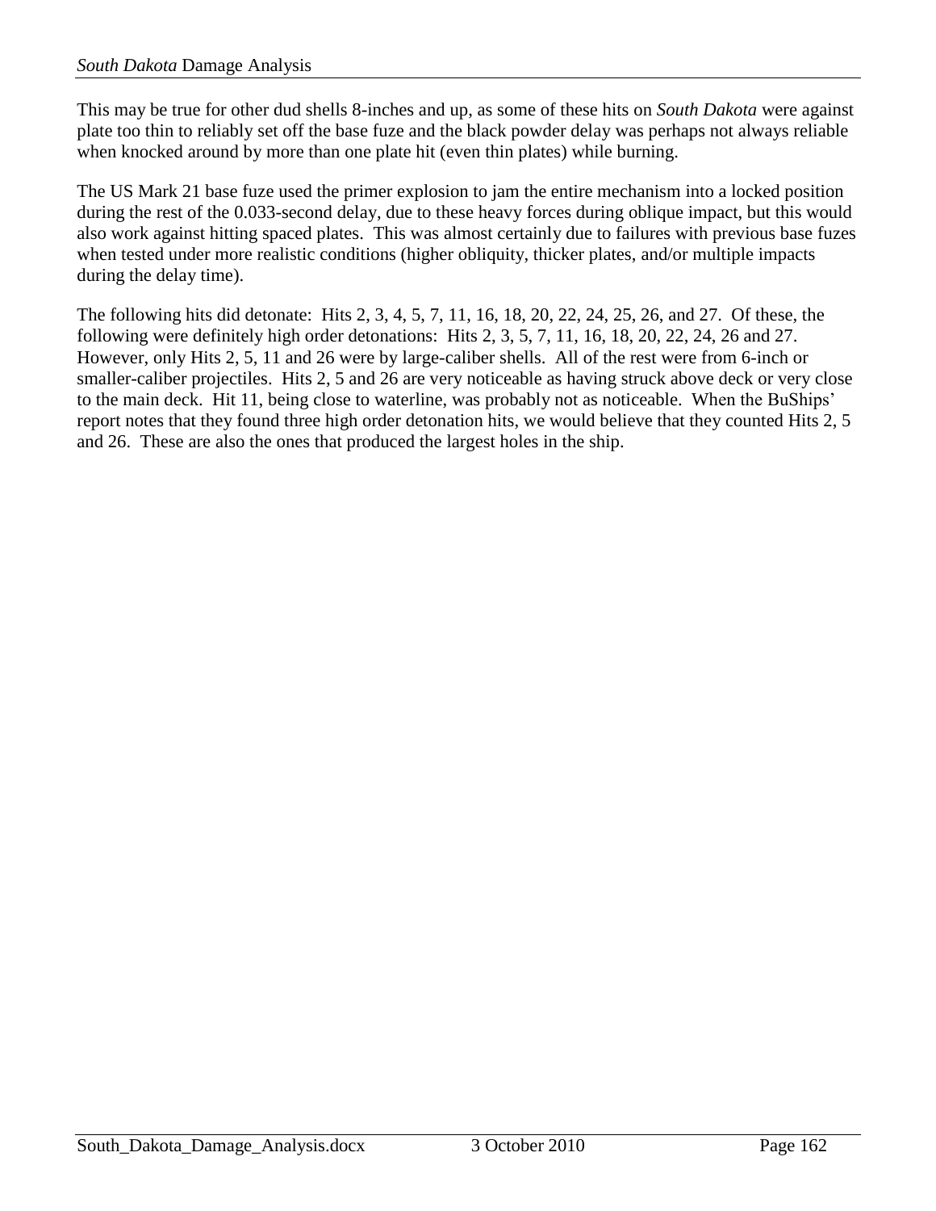This may be true for other dud shells 8-inches and up, as some of these hits on *South Dakota* were against plate too thin to reliably set off the base fuze and the black powder delay was perhaps not always reliable when knocked around by more than one plate hit (even thin plates) while burning.

The US Mark 21 base fuze used the primer explosion to jam the entire mechanism into a locked position during the rest of the 0.033-second delay, due to these heavy forces during oblique impact, but this would also work against hitting spaced plates. This was almost certainly due to failures with previous base fuzes when tested under more realistic conditions (higher obliquity, thicker plates, and/or multiple impacts during the delay time).

The following hits did detonate: Hits 2, 3, 4, 5, 7, 11, 16, 18, 20, 22, 24, 25, 26, and 27. Of these, the following were definitely high order detonations: Hits 2, 3, 5, 7, 11, 16, 18, 20, 22, 24, 26 and 27. However, only Hits 2, 5, 11 and 26 were by large-caliber shells. All of the rest were from 6-inch or smaller-caliber projectiles. Hits 2, 5 and 26 are very noticeable as having struck above deck or very close to the main deck. Hit 11, being close to waterline, was probably not as noticeable. When the BuShips' report notes that they found three high order detonation hits, we would believe that they counted Hits 2, 5 and 26. These are also the ones that produced the largest holes in the ship.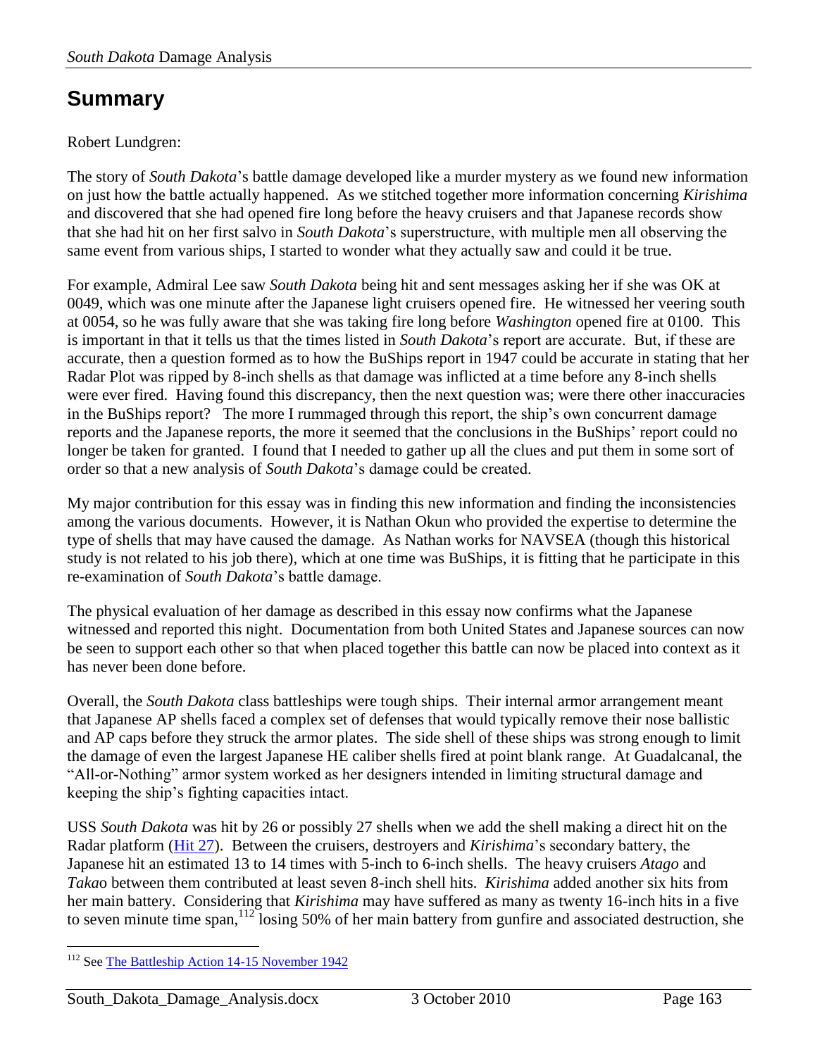# Summary

Robert Lundgren:

The story of *South Dakota*'s battle damage developed like a murder mystery as we found new information on just how the battle actually happened. As we stitched together more information concerning *Kirishima* and discovered that she had opened fire long before the heavy cruisers and that Japanese records show that she had hit on her first salvo in *South Dakota*'s superstructure, with multiple men all observing the same event from various ships, I started to wonder what they actually saw and could it be true.

For example, Admiral Lee saw *South Dakota* being hit and sent messages asking her if she was OK at 0049, which was one minute after the Japanese light cruisers opened fire. He witnessed her veering south at 0054, so he was fully aware that she was taking fire long before *Washington* opened fire at 0100. This is important in that it tells us that the times listed in *South Dakota*'s report are accurate. But, if these are accurate, then a question formed as to how the BuShips report in 1947 could be accurate in stating that her Radar Plot was ripped by 8-inch shells as that damage was inflicted at a time before any 8-inch shells were ever fired. Having found this discrepancy, then the next question was; were there other inaccuracies in the BuShips report? The more I rummaged through this report, the ship's own concurrent damage reports and the Japanese reports, the more it seemed that the conclusions in the BuShips' report could no longer be taken for granted. I found that I needed to gather up all the clues and put them in some sort of order so that a new analysis of *South Dakota*'s damage could be created.

My major contribution for this essay was in finding this new information and finding the inconsistencies among the various documents. However, it is Nathan Okun who provided the expertise to determine the type of shells that may have caused the damage. As Nathan works for NAVSEA (though this historical study is not related to his job there), which at one time was BuShips, it is fitting that he participate in this re-examination of *South Dakota*'s battle damage.

The physical evaluation of her damage as described in this essay now confirms what the Japanese witnessed and reported this night. Documentation from both United States and Japanese sources can now be seen to support each other so that when placed together this battle can now be placed into context as it has never been done before.

Overall, the *South Dakota* class battleships were tough ships. Their internal armor arrangement meant that Japanese AP shells faced a complex set of defenses that would typically remove their nose ballistic and AP caps before they struck the armor plates. The side shell of these ships was strong enough to limit the damage of even the largest Japanese HE caliber shells fired at point blank range. At Guadalcanal, the "All-or-Nothing" armor system worked as her designers intended in limiting structural damage and keeping the ship's fighting capacities intact.

USS *South Dakota* was hit by 26 or possibly 27 shells when we add the shell making a direct hit on the Radar platform (Hit 27). Between the cruisers, destroyers and *Kirishima*'s secondary battery, the Japanese hit an estimated 13 to 14 times with 5-inch to 6-inch shells. The heavy cruisers *Atago* and *Takao* between them contributed at least seven 8-inch shell hits. *Kirishima* added another six hits from her main battery. Considering that *Kirishima* may have suffered as many as twenty 16-inch hits in a five to seven minute time span,[112] losing 50% of her main battery from gunfire and associated destruction, she

[112] See The Battleship Action 14-15 November 1942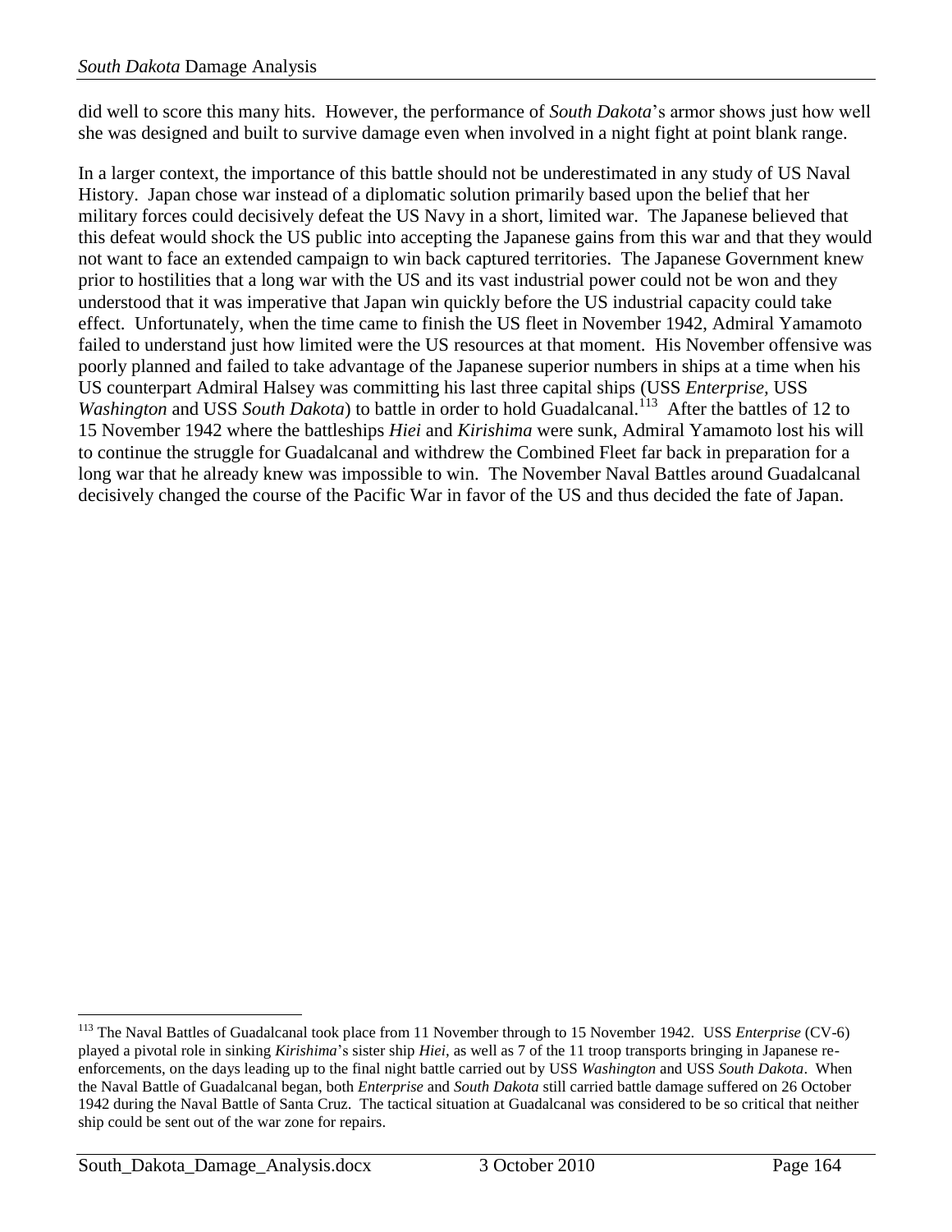did well to score this many hits. However, the performance of *South Dakota*'s armor shows just how well she was designed and built to survive damage even when involved in a night fight at point blank range.

In a larger context, the importance of this battle should not be underestimated in any study of US Naval History. Japan chose war instead of a diplomatic solution primarily based upon the belief that her military forces could decisively defeat the US Navy in a short, limited war. The Japanese believed that this defeat would shock the US public into accepting the Japanese gains from this war and that they would not want to face an extended campaign to win back captured territories. The Japanese Government knew prior to hostilities that a long war with the US and its vast industrial power could not be won and they understood that it was imperative that Japan win quickly before the US industrial capacity could take effect. Unfortunately, when the time came to finish the US fleet in November 1942, Admiral Yamamoto failed to understand just how limited were the US resources at that moment. His November offensive was poorly planned and failed to take advantage of the Japanese superior numbers in ships at a time when his US counterpart Admiral Halsey was committing his last three capital ships (USS *Enterprise,* USS *Washington* and USS *South Dakota*) to battle in order to hold Guadalcanal.[113] After the battles of 12 to 15 November 1942 where the battleships *Hiei* and *Kirishima* were sunk, Admiral Yamamoto lost his will to continue the struggle for Guadalcanal and withdrew the Combined Fleet far back in preparation for a long war that he already knew was impossible to win. The November Naval Battles around Guadalcanal decisively changed the course of the Pacific War in favor of the US and thus decided the fate of Japan.

---

[113] The Naval Battles of Guadalcanal took place from 11 November through to 15 November 1942. USS *Enterprise* (CV-6) played a pivotal role in sinking *Kirishima*'s sister ship *Hiei,* as well as 7 of the 11 troop transports bringing in Japanese re-enforcements, on the days leading up to the final night battle carried out by USS *Washington* and USS *South Dakota*. When the Naval Battle of Guadalcanal began, both *Enterprise* and *South Dakota* still carried battle damage suffered on 26 October 1942 during the Naval Battle of Santa Cruz. The tactical situation at Guadalcanal was considered to be so critical that neither ship could be sent out of the war zone for repairs.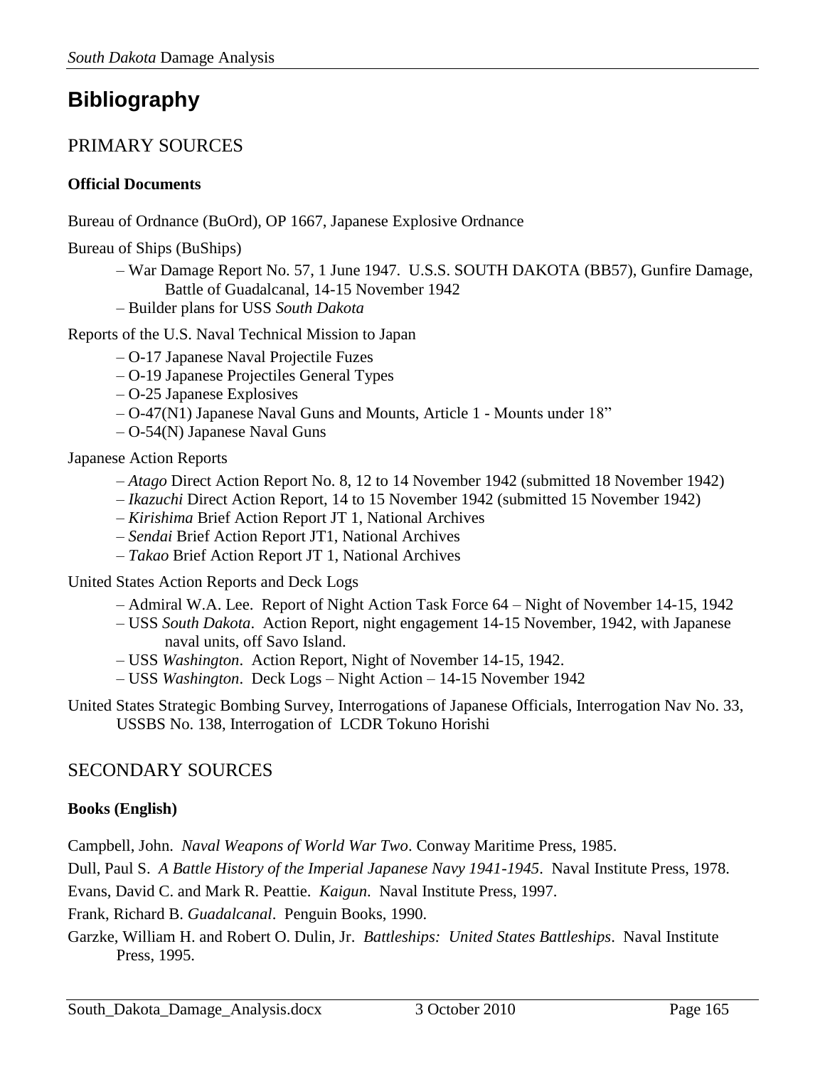# Bibliography

## PRIMARY SOURCES

### Official Documents

Bureau of Ordnance (BuOrd), OP 1667, Japanese Explosive Ordnance

Bureau of Ships (BuShips)

- War Damage Report No. 57, 1 June 1947. U.S.S. SOUTH DAKOTA (BB57), Gunfire Damage, Battle of Guadalcanal, 14-15 November 1942
- Builder plans for USS *South Dakota*

Reports of the U.S. Naval Technical Mission to Japan

- O-17 Japanese Naval Projectile Fuzes
- O-19 Japanese Projectiles General Types
- O-25 Japanese Explosives
- O-47(N1) Japanese Naval Guns and Mounts, Article 1 - Mounts under 18"
- O-54(N) Japanese Naval Guns

Japanese Action Reports

- *Atago* Direct Action Report No. 8, 12 to 14 November 1942 (submitted 18 November 1942)
- *Ikazuchi* Direct Action Report, 14 to 15 November 1942 (submitted 15 November 1942)
- *Kirishima* Brief Action Report JT 1, National Archives
- *Sendai* Brief Action Report JT1, National Archives
- *Takao* Brief Action Report JT 1, National Archives

United States Action Reports and Deck Logs

- Admiral W.A. Lee. Report of Night Action Task Force 64 – Night of November 14-15, 1942
- USS *South Dakota*. Action Report, night engagement 14-15 November, 1942, with Japanese naval units, off Savo Island.
- USS *Washington*. Action Report, Night of November 14-15, 1942.
- USS *Washington*. Deck Logs – Night Action – 14-15 November 1942

United States Strategic Bombing Survey, Interrogations of Japanese Officials, Interrogation Nav No. 33, USSBS No. 138, Interrogation of LCDR Tokuno Horishi

## SECONDARY SOURCES

### Books (English)

Campbell, John. *Naval Weapons of World War Two*. Conway Maritime Press, 1985.

Dull, Paul S. *A Battle History of the Imperial Japanese Navy 1941-1945*. Naval Institute Press, 1978.

Evans, David C. and Mark R. Peattie. *Kaigun*. Naval Institute Press, 1997.

Frank, Richard B. *Guadalcanal*. Penguin Books, 1990.

Garzke, William H. and Robert O. Dulin, Jr. *Battleships: United States Battleships*. Naval Institute Press, 1995.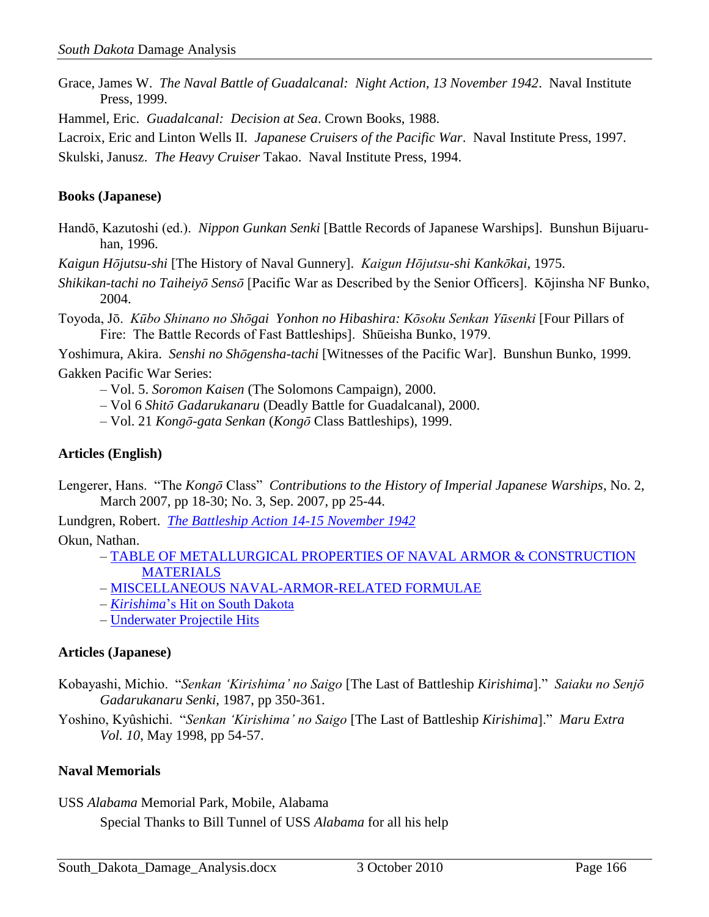Grace, James W. *The Naval Battle of Guadalcanal: Night Action, 13 November 1942*. Naval Institute Press, 1999.

Hammel, Eric. *Guadalcanal: Decision at Sea*. Crown Books, 1988.

Lacroix, Eric and Linton Wells II. *Japanese Cruisers of the Pacific War*. Naval Institute Press, 1997.

Skulski, Janusz. *The Heavy Cruiser* Takao. Naval Institute Press, 1994.

**Books (Japanese)**

Handō, Kazutoshi (ed.). *Nippon Gunkan Senki* [Battle Records of Japanese Warships]. Bunshun Bijuaru-han, 1996.

*Kaigun Hōjutsu-shi* [The History of Naval Gunnery]. *Kaigun Hōjutsu-shi Kankōkai*, 1975.

*Shikikan-tachi no Taiheiyō Sensō* [Pacific War as Described by the Senior Officers]. Kōjinsha NF Bunko, 2004.

Toyoda, Jō. *Kūbo Shinano no Shōgai Yonhon no Hibashira: Kōsoku Senkan Yūsenki* [Four Pillars of Fire: The Battle Records of Fast Battleships]. Shūeisha Bunko, 1979.

Yoshimura, Akira. *Senshi no Shōgensha-tachi* [Witnesses of the Pacific War]. Bunshun Bunko, 1999.

Gakken Pacific War Series:

- Vol. 5. *Soromon Kaisen* (The Solomons Campaign), 2000.
- Vol 6 *Shitō Gadarukanaru* (Deadly Battle for Guadalcanal), 2000.
- Vol. 21 *Kongō-gata Senkan* (*Kongō* Class Battleships), 1999.

**Articles (English)**

Lengerer, Hans. "The *Kongō* Class" *Contributions to the History of Imperial Japanese Warships*, No. 2, March 2007, pp 18-30; No. 3, Sep. 2007, pp 25-44.

Lundgren, Robert. *The Battleship Action 14-15 November 1942*

Okun, Nathan.

- TABLE OF METALLURGICAL PROPERTIES OF NAVAL ARMOR & CONSTRUCTION MATERIALS
- MISCELLANEOUS NAVAL-ARMOR-RELATED FORMULAE
- *Kirishima*'s Hit on South Dakota
- Underwater Projectile Hits

**Articles (Japanese)**

Kobayashi, Michio. "*Senkan 'Kirishima' no Saigo* [The Last of Battleship *Kirishima*]." *Saiaku no Senjō Gadarukanaru Senki*, 1987, pp 350-361.

Yoshino, Kyûshichi. "*Senkan 'Kirishima' no Saigo* [The Last of Battleship *Kirishima*]." *Maru Extra Vol. 10*, May 1998, pp 54-57.

**Naval Memorials**

USS *Alabama* Memorial Park, Mobile, Alabama

Special Thanks to Bill Tunnel of USS *Alabama* for all his help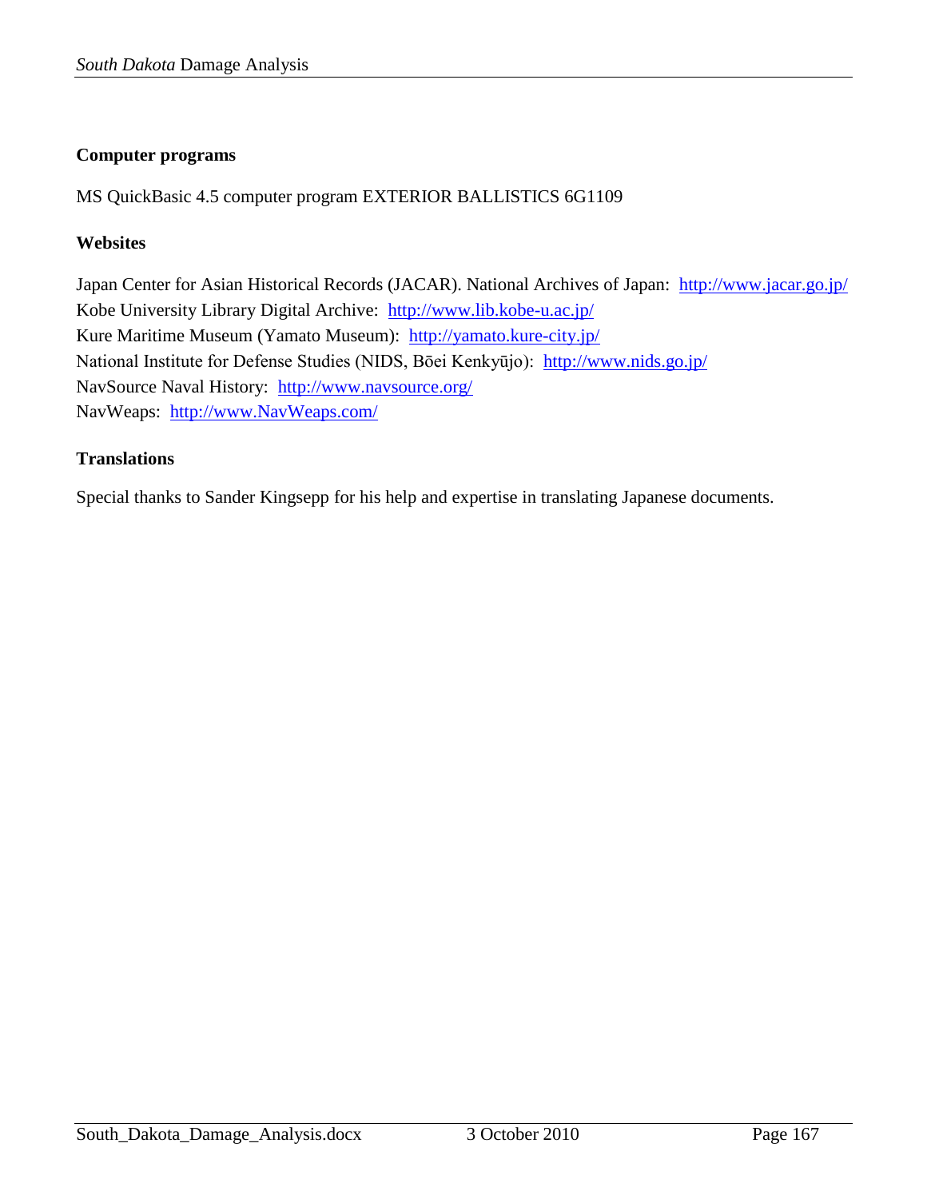**Computer programs**

MS QuickBasic 4.5 computer program EXTERIOR BALLISTICS 6G1109

**Websites**

Japan Center for Asian Historical Records (JACAR). National Archives of Japan: http://www.jacar.go.jp/
Kobe University Library Digital Archive: http://www.lib.kobe-u.ac.jp/
Kure Maritime Museum (Yamato Museum): http://yamato.kure-city.jp/
National Institute for Defense Studies (NIDS, Bōei Kenkyūjo): http://www.nids.go.jp/
NavSource Naval History: http://www.navsource.org/
NavWeaps: http://www.NavWeaps.com/

**Translations**

Special thanks to Sander Kingsepp for his help and expertise in translating Japanese documents.